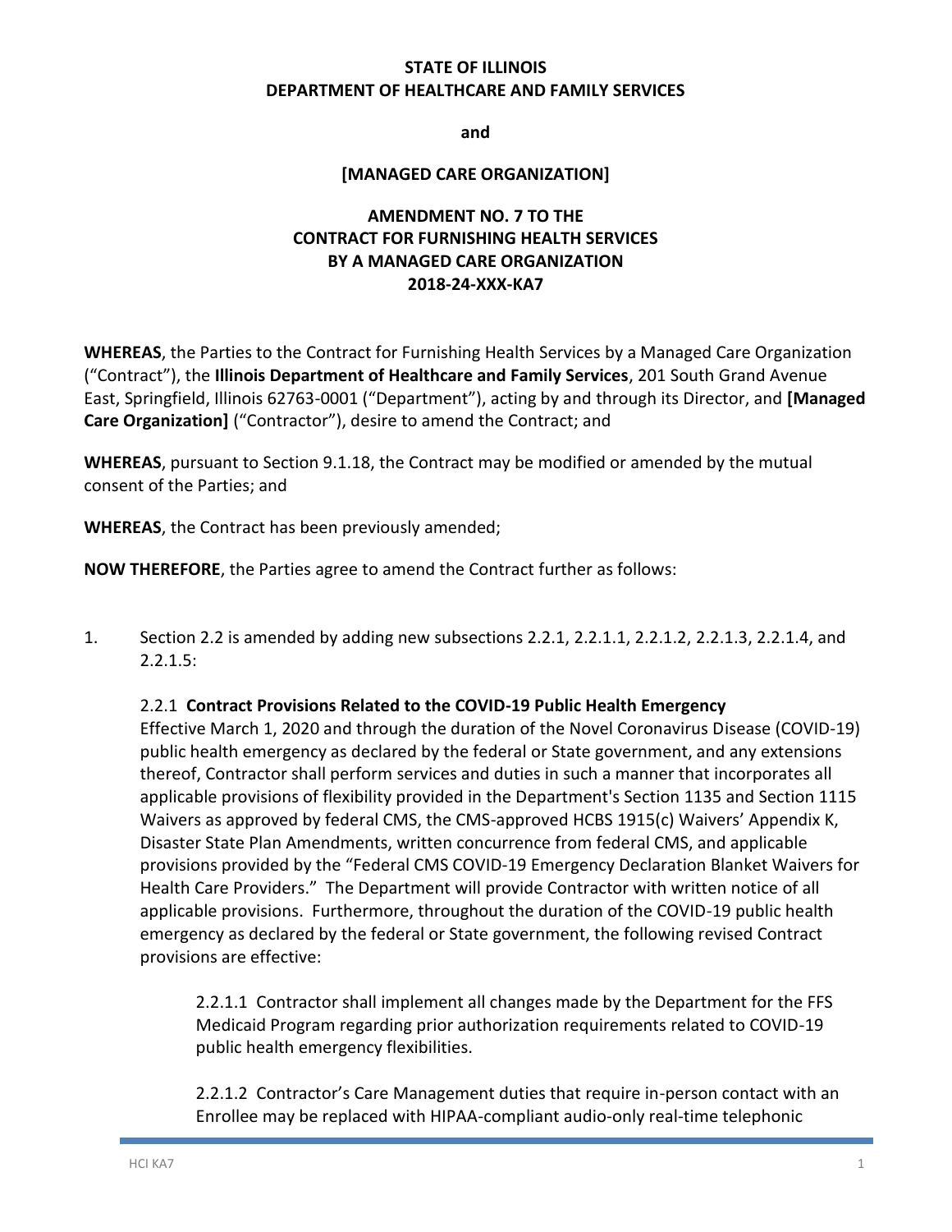**STATE OF ILLINOIS**
**DEPARTMENT OF HEALTHCARE AND FAMILY SERVICES**

**and**

**[MANAGED CARE ORGANIZATION]**

# AMENDMENT NO. 7 TO THE CONTRACT FOR FURNISHING HEALTH SERVICES BY A MANAGED CARE ORGANIZATION 2018-24-XXX-KA7

**WHEREAS**, the Parties to the Contract for Furnishing Health Services by a Managed Care Organization ("Contract"), the **Illinois Department of Healthcare and Family Services**, 201 South Grand Avenue East, Springfield, Illinois 62763-0001 ("Department"), acting by and through its Director, and **[Managed Care Organization]** ("Contractor"), desire to amend the Contract; and

**WHEREAS**, pursuant to Section 9.1.18, the Contract may be modified or amended by the mutual consent of the Parties; and

**WHEREAS**, the Contract has been previously amended;

**NOW THEREFORE**, the Parties agree to amend the Contract further as follows:

1. Section 2.2 is amended by adding new subsections 2.2.1, 2.2.1.1, 2.2.1.2, 2.2.1.3, 2.2.1.4, and 2.2.1.5:

   2.2.1 **Contract Provisions Related to the COVID-19 Public Health Emergency**
   Effective March 1, 2020 and through the duration of the Novel Coronavirus Disease (COVID-19) public health emergency as declared by the federal or State government, and any extensions thereof, Contractor shall perform services and duties in such a manner that incorporates all applicable provisions of flexibility provided in the Department's Section 1135 and Section 1115 Waivers as approved by federal CMS, the CMS-approved HCBS 1915(c) Waivers' Appendix K, Disaster State Plan Amendments, written concurrence from federal CMS, and applicable provisions provided by the "Federal CMS COVID-19 Emergency Declaration Blanket Waivers for Health Care Providers." The Department will provide Contractor with written notice of all applicable provisions. Furthermore, throughout the duration of the COVID-19 public health emergency as declared by the federal or State government, the following revised Contract provisions are effective:

   2.2.1.1 Contractor shall implement all changes made by the Department for the FFS Medicaid Program regarding prior authorization requirements related to COVID-19 public health emergency flexibilities.

   2.2.1.2 Contractor's Care Management duties that require in-person contact with an Enrollee may be replaced with HIPAA-compliant audio-only real-time telephonic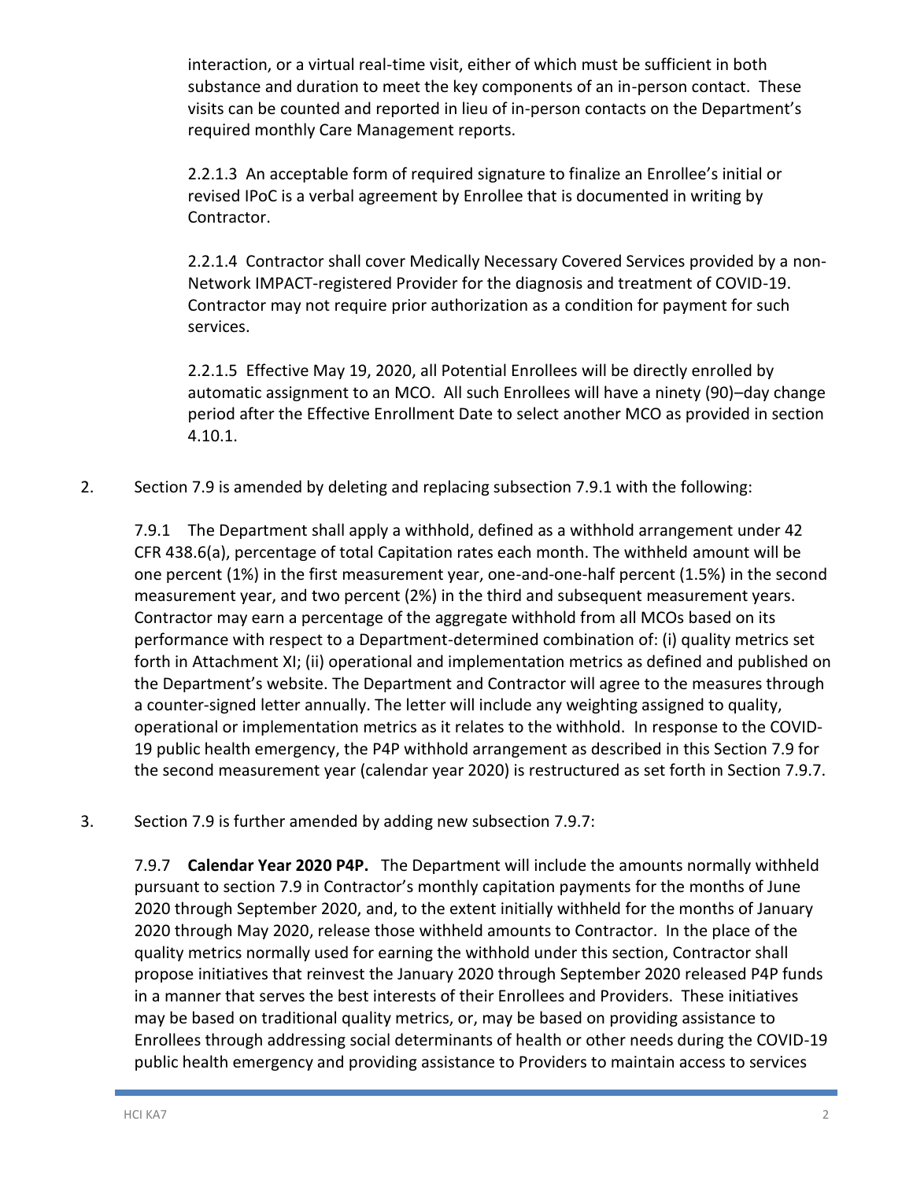interaction, or a virtual real-time visit, either of which must be sufficient in both substance and duration to meet the key components of an in-person contact. These visits can be counted and reported in lieu of in-person contacts on the Department's required monthly Care Management reports.

2.2.1.3 An acceptable form of required signature to finalize an Enrollee's initial or revised IPoC is a verbal agreement by Enrollee that is documented in writing by Contractor.

2.2.1.4 Contractor shall cover Medically Necessary Covered Services provided by a non-Network IMPACT-registered Provider for the diagnosis and treatment of COVID-19. Contractor may not require prior authorization as a condition for payment for such services.

2.2.1.5 Effective May 19, 2020, all Potential Enrollees will be directly enrolled by automatic assignment to an MCO. All such Enrollees will have a ninety (90)–day change period after the Effective Enrollment Date to select another MCO as provided in section 4.10.1.

2. Section 7.9 is amended by deleting and replacing subsection 7.9.1 with the following:

7.9.1 The Department shall apply a withhold, defined as a withhold arrangement under 42 CFR 438.6(a), percentage of total Capitation rates each month. The withheld amount will be one percent (1%) in the first measurement year, one-and-one-half percent (1.5%) in the second measurement year, and two percent (2%) in the third and subsequent measurement years. Contractor may earn a percentage of the aggregate withhold from all MCOs based on its performance with respect to a Department-determined combination of: (i) quality metrics set forth in Attachment XI; (ii) operational and implementation metrics as defined and published on the Department's website. The Department and Contractor will agree to the measures through a counter-signed letter annually. The letter will include any weighting assigned to quality, operational or implementation metrics as it relates to the withhold. In response to the COVID-19 public health emergency, the P4P withhold arrangement as described in this Section 7.9 for the second measurement year (calendar year 2020) is restructured as set forth in Section 7.9.7.

3. Section 7.9 is further amended by adding new subsection 7.9.7:

7.9.7 **Calendar Year 2020 P4P.** The Department will include the amounts normally withheld pursuant to section 7.9 in Contractor's monthly capitation payments for the months of June 2020 through September 2020, and, to the extent initially withheld for the months of January 2020 through May 2020, release those withheld amounts to Contractor. In the place of the quality metrics normally used for earning the withhold under this section, Contractor shall propose initiatives that reinvest the January 2020 through September 2020 released P4P funds in a manner that serves the best interests of their Enrollees and Providers. These initiatives may be based on traditional quality metrics, or, may be based on providing assistance to Enrollees through addressing social determinants of health or other needs during the COVID-19 public health emergency and providing assistance to Providers to maintain access to services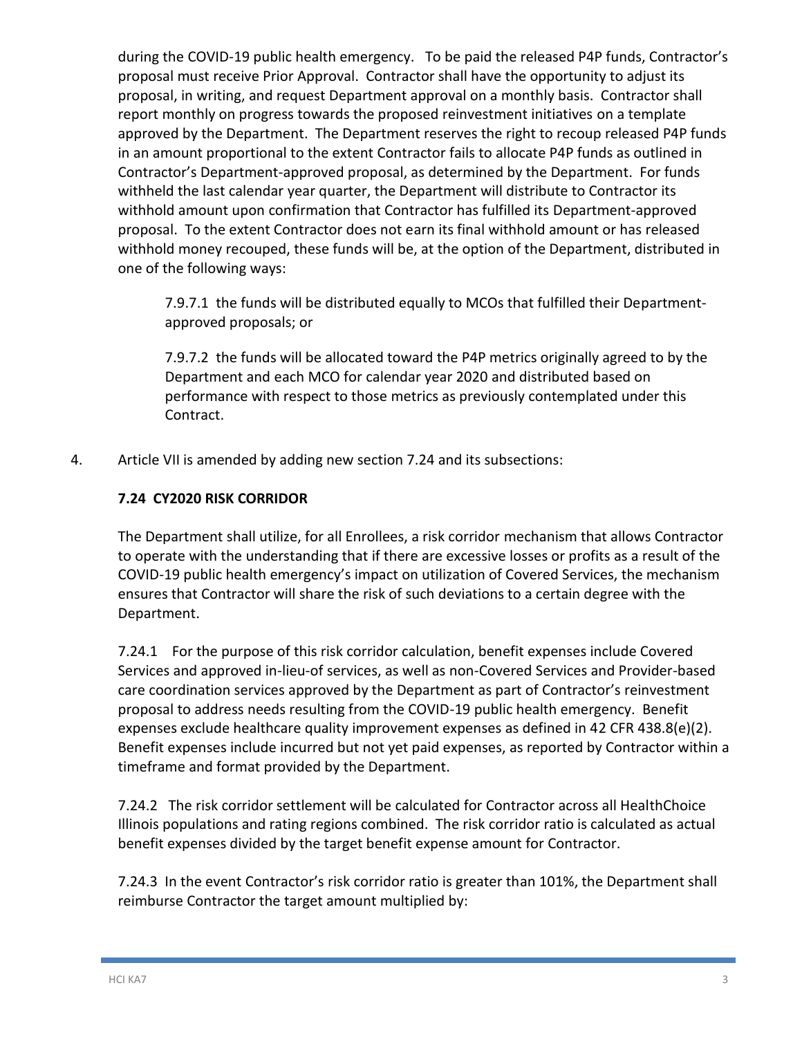during the COVID-19 public health emergency. To be paid the released P4P funds, Contractor's proposal must receive Prior Approval. Contractor shall have the opportunity to adjust its proposal, in writing, and request Department approval on a monthly basis. Contractor shall report monthly on progress towards the proposed reinvestment initiatives on a template approved by the Department. The Department reserves the right to recoup released P4P funds in an amount proportional to the extent Contractor fails to allocate P4P funds as outlined in Contractor's Department-approved proposal, as determined by the Department. For funds withheld the last calendar year quarter, the Department will distribute to Contractor its withhold amount upon confirmation that Contractor has fulfilled its Department-approved proposal. To the extent Contractor does not earn its final withhold amount or has released withhold money recouped, these funds will be, at the option of the Department, distributed in one of the following ways:

> 7.9.7.1 the funds will be distributed equally to MCOs that fulfilled their Department-approved proposals; or
>
> 7.9.7.2 the funds will be allocated toward the P4P metrics originally agreed to by the Department and each MCO for calendar year 2020 and distributed based on performance with respect to those metrics as previously contemplated under this Contract.

4. Article VII is amended by adding new section 7.24 and its subsections:

**7.24 CY2020 RISK CORRIDOR**

The Department shall utilize, for all Enrollees, a risk corridor mechanism that allows Contractor to operate with the understanding that if there are excessive losses or profits as a result of the COVID-19 public health emergency's impact on utilization of Covered Services, the mechanism ensures that Contractor will share the risk of such deviations to a certain degree with the Department.

7.24.1 For the purpose of this risk corridor calculation, benefit expenses include Covered Services and approved in-lieu-of services, as well as non-Covered Services and Provider-based care coordination services approved by the Department as part of Contractor's reinvestment proposal to address needs resulting from the COVID-19 public health emergency. Benefit expenses exclude healthcare quality improvement expenses as defined in 42 CFR 438.8(e)(2). Benefit expenses include incurred but not yet paid expenses, as reported by Contractor within a timeframe and format provided by the Department.

7.24.2 The risk corridor settlement will be calculated for Contractor across all HealthChoice Illinois populations and rating regions combined. The risk corridor ratio is calculated as actual benefit expenses divided by the target benefit expense amount for Contractor.

7.24.3 In the event Contractor's risk corridor ratio is greater than 101%, the Department shall reimburse Contractor the target amount multiplied by: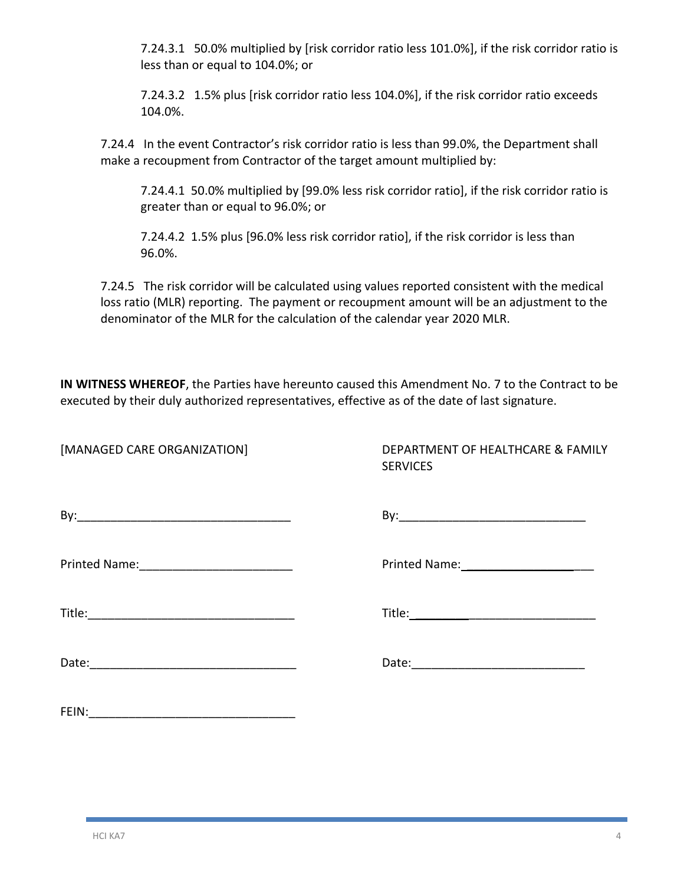7.24.3.1 50.0% multiplied by [risk corridor ratio less 101.0%], if the risk corridor ratio is less than or equal to 104.0%; or

7.24.3.2 1.5% plus [risk corridor ratio less 104.0%], if the risk corridor ratio exceeds 104.0%.

7.24.4 In the event Contractor's risk corridor ratio is less than 99.0%, the Department shall make a recoupment from Contractor of the target amount multiplied by:

7.24.4.1 50.0% multiplied by [99.0% less risk corridor ratio], if the risk corridor ratio is greater than or equal to 96.0%; or

7.24.4.2 1.5% plus [96.0% less risk corridor ratio], if the risk corridor is less than 96.0%.

7.24.5 The risk corridor will be calculated using values reported consistent with the medical loss ratio (MLR) reporting. The payment or recoupment amount will be an adjustment to the denominator of the MLR for the calculation of the calendar year 2020 MLR.

**IN WITNESS WHEREOF**, the Parties have hereunto caused this Amendment No. 7 to the Contract to be executed by their duly authorized representatives, effective as of the date of last signature.

| [MANAGED CARE ORGANIZATION] | DEPARTMENT OF HEALTHCARE & FAMILY SERVICES |
| --- | --- |
| By:_______________________________ | By:____________________________ |
| Printed Name:______________________ | Printed Name:_____________________ |
| Title:______________________________ | Title:_____________________________ |
| Date:______________________________ | Date:_________________________ |
| FEIN:______________________________ | |